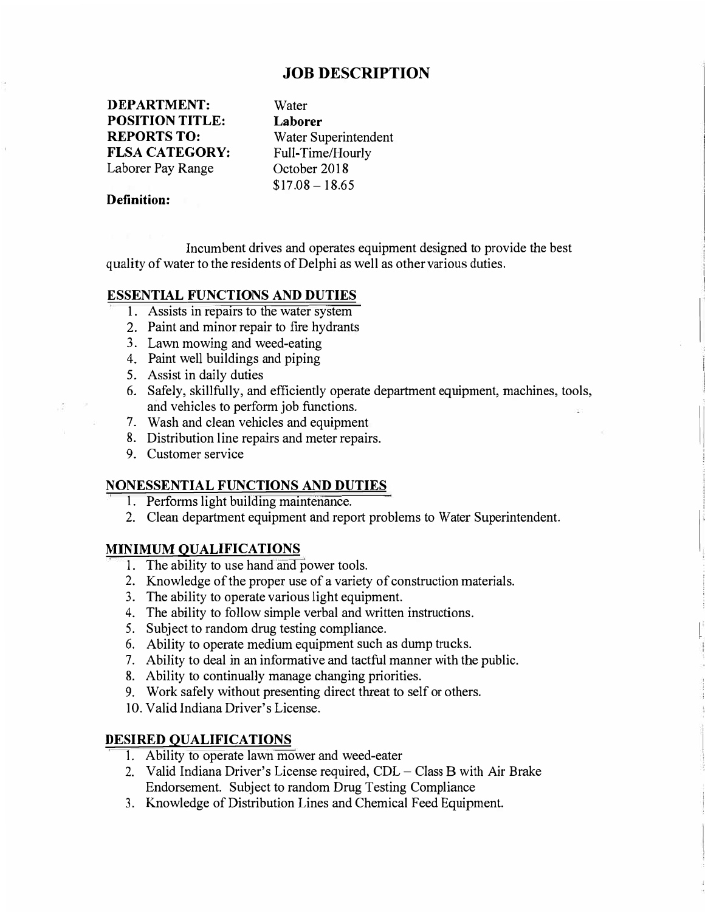# JOB DESCRIPTION

**DEPARTMENT:** Water
**POSITION TITLE:** **Laborer**
**REPORTS TO:** Water Superintendent
**FLSA CATEGORY:** Full-Time/Hourly
Laborer Pay Range October 2018
$17.08 – 18.65

**Definition:**

Incumbent drives and operates equipment designed to provide the best quality of water to the residents of Delphi as well as other various duties.

## ESSENTIAL FUNCTIONS AND DUTIES

1. Assists in repairs to the water system
2. Paint and minor repair to fire hydrants
3. Lawn mowing and weed-eating
4. Paint well buildings and piping
5. Assist in daily duties
6. Safely, skillfully, and efficiently operate department equipment, machines, tools, and vehicles to perform job functions.
7. Wash and clean vehicles and equipment
8. Distribution line repairs and meter repairs.
9. Customer service

## NONESSENTIAL FUNCTIONS AND DUTIES

1. Performs light building maintenance.
2. Clean department equipment and report problems to Water Superintendent.

## MINIMUM QUALIFICATIONS

1. The ability to use hand and power tools.
2. Knowledge of the proper use of a variety of construction materials.
3. The ability to operate various light equipment.
4. The ability to follow simple verbal and written instructions.
5. Subject to random drug testing compliance.
6. Ability to operate medium equipment such as dump trucks.
7. Ability to deal in an informative and tactful manner with the public.
8. Ability to continually manage changing priorities.
9. Work safely without presenting direct threat to self or others.
10. Valid Indiana Driver's License.

## DESIRED QUALIFICATIONS

1. Ability to operate lawn mower and weed-eater
2. Valid Indiana Driver's License required, CDL – Class B with Air Brake Endorsement. Subject to random Drug Testing Compliance
3. Knowledge of Distribution Lines and Chemical Feed Equipment.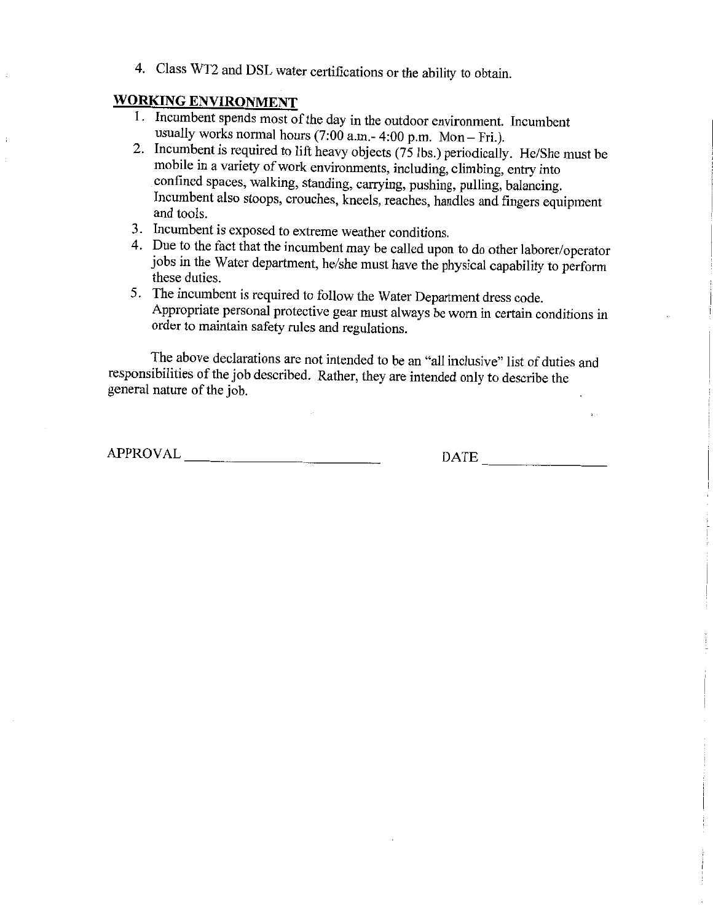4. Class WT2 and DSL water certifications or the ability to obtain.

## WORKING ENVIRONMENT

1. Incumbent spends most of the day in the outdoor environment. Incumbent usually works normal hours (7:00 a.m.- 4:00 p.m. Mon – Fri.).
2. Incumbent is required to lift heavy objects (75 lbs.) periodically. He/She must be mobile in a variety of work environments, including, climbing, entry into confined spaces, walking, standing, carrying, pushing, pulling, balancing. Incumbent also stoops, crouches, kneels, reaches, handles and fingers equipment and tools.
3. Incumbent is exposed to extreme weather conditions.
4. Due to the fact that the incumbent may be called upon to do other laborer/operator jobs in the Water department, he/she must have the physical capability to perform these duties.
5. The incumbent is required to follow the Water Department dress code. Appropriate personal protective gear must always be worn in certain conditions in order to maintain safety rules and regulations.

The above declarations are not intended to be an "all inclusive" list of duties and responsibilities of the job described. Rather, they are intended only to describe the general nature of the job.

APPROVAL ___________________________ DATE ________________